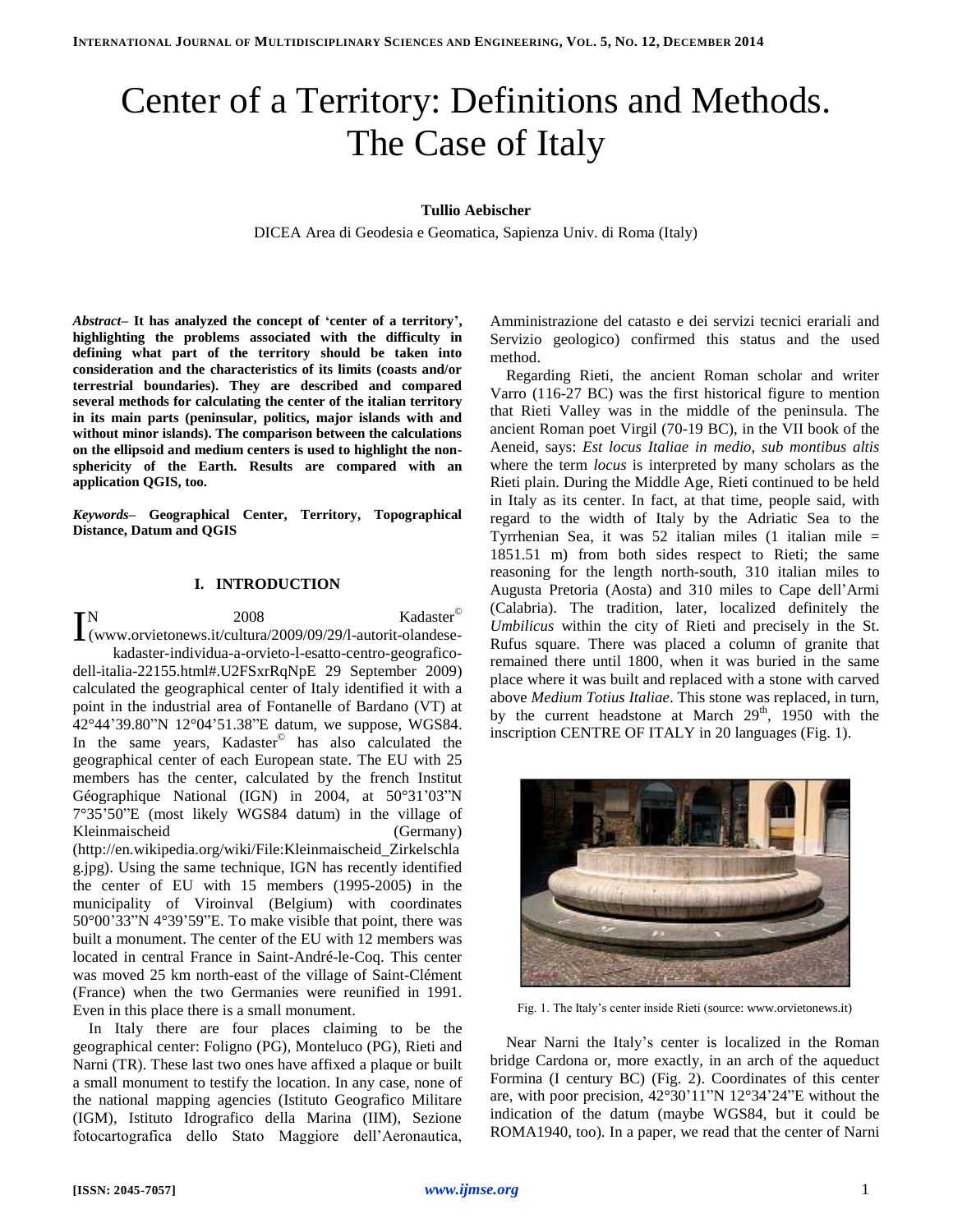# Center of a Territory: Definitions and Methods. The Case of Italy

**Tullio Aebischer**

DICEA Area di Geodesia e Geomatica, Sapienza Univ. di Roma (Italy)

***Abstract*– It has analyzed the concept of 'center of a territory', highlighting the problems associated with the difficulty in defining what part of the territory should be taken into consideration and the characteristics of its limits (coasts and/or terrestrial boundaries). They are described and compared several methods for calculating the center of the italian territory in its main parts (peninsular, politics, major islands with and without minor islands). The comparison between the calculations on the ellipsoid and medium centers is used to highlight the non-sphericity of the Earth. Results are compared with an application QGIS, too.**

***Keywords*– Geographical Center, Territory, Topographical Distance, Datum and QGIS**

## I. INTRODUCTION

IN 2008 Kadaster© (www.orvietonews.it/cultura/2009/09/29/l-autorit-olandese-kadaster-individua-a-orvieto-l-esatto-centro-geografico-dell-italia-22155.html#.U2FSxrRqNpE 29 September 2009) calculated the geographical center of Italy identified it with a point in the industrial area of Fontanelle of Bardano (VT) at 42°44'39.80"N 12°04'51.38"E datum, we suppose, WGS84. In the same years, Kadaster© has also calculated the geographical center of each European state. The EU with 25 members has the center, calculated by the french Institut Géographique National (IGN) in 2004, at 50°31'03"N 7°35'50"E (most likely WGS84 datum) in the village of Kleinmaischeid (Germany) (http://en.wikipedia.org/wiki/File:Kleinmaischeid_Zirkelschlag.jpg). Using the same technique, IGN has recently identified the center of EU with 15 members (1995-2005) in the municipality of Viroinval (Belgium) with coordinates 50°00'33"N 4°39'59"E. To make visible that point, there was built a monument. The center of the EU with 12 members was located in central France in Saint-André-le-Coq. This center was moved 25 km north-east of the village of Saint-Clément (France) when the two Germanies were reunified in 1991. Even in this place there is a small monument.

In Italy there are four places claiming to be the geographical center: Foligno (PG), Monteluco (PG), Rieti and Narni (TR). These last two ones have affixed a plaque or built a small monument to testify the location. In any case, none of the national mapping agencies (Istituto Geografico Militare (IGM), Istituto Idrografico della Marina (IIM), Sezione fotocartografica dello Stato Maggiore dell'Aeronautica, Amministrazione del catasto e dei servizi tecnici erariali and Servizio geologico) confirmed this status and the used method.

Regarding Rieti, the ancient Roman scholar and writer Varro (116-27 BC) was the first historical figure to mention that Rieti Valley was in the middle of the peninsula. The ancient Roman poet Virgil (70-19 BC), in the VII book of the Aeneid, says: *Est locus Italiae in medio, sub montibus altis* where the term *locus* is interpreted by many scholars as the Rieti plain. During the Middle Age, Rieti continued to be held in Italy as its center. In fact, at that time, people said, with regard to the width of Italy by the Adriatic Sea to the Tyrrhenian Sea, it was 52 italian miles (1 italian mile = 1851.51 m) from both sides respect to Rieti; the same reasoning for the length north-south, 310 italian miles to Augusta Pretoria (Aosta) and 310 miles to Cape dell'Armi (Calabria). The tradition, later, localized definitely the *Umbilicus* within the city of Rieti and precisely in the St. Rufus square. There was placed a column of granite that remained there until 1800, when it was buried in the same place where it was built and replaced with a stone with carved above *Medium Totius Italiae*. This stone was replaced, in turn, by the current headstone at March 29th, 1950 with the inscription CENTRE OF ITALY in 20 languages (Fig. 1).

Fig. 1. The Italy's center inside Rieti (source: www.orvietonews.it)

Near Narni the Italy's center is localized in the Roman bridge Cardona or, more exactly, in an arch of the aqueduct Formina (I century BC) (Fig. 2). Coordinates of this center are, with poor precision, 42°30'11"N 12°34'24"E without the indication of the datum (maybe WGS84, but it could be ROMA1940, too). In a paper, we read that the center of Narni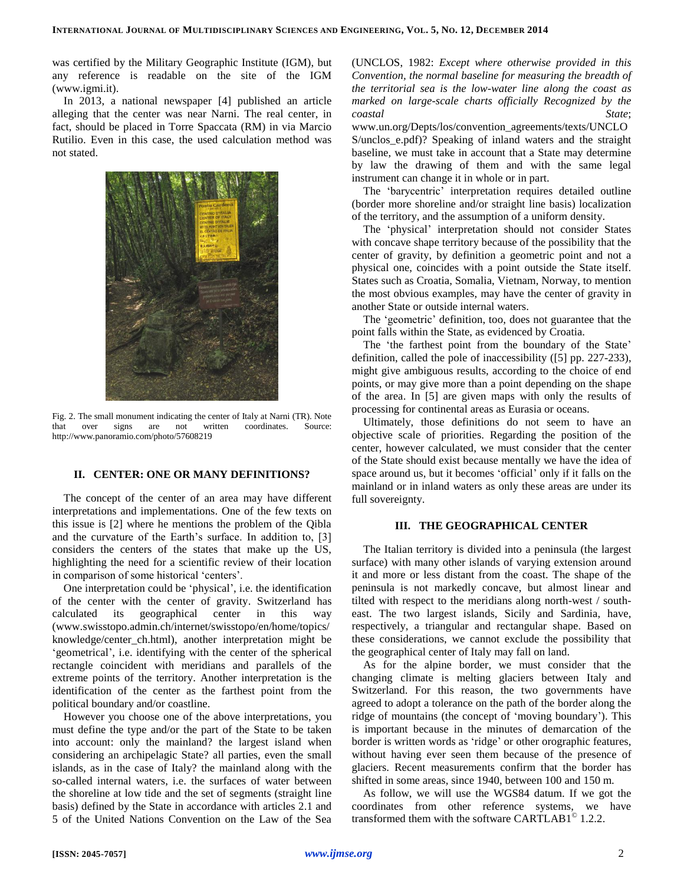was certified by the Military Geographic Institute (IGM), but any reference is readable on the site of the IGM (www.igmi.it).

In 2013, a national newspaper [4] published an article alleging that the center was near Narni. The real center, in fact, should be placed in Torre Spaccata (RM) in via Marcio Rutilio. Even in this case, the used calculation method was not stated.

Fig. 2. The small monument indicating the center of Italy at Narni (TR). Note that over signs are not written coordinates. Source: http://www.panoramio.com/photo/57608219

## II. CENTER: ONE OR MANY DEFINITIONS?

The concept of the center of an area may have different interpretations and implementations. One of the few texts on this issue is [2] where he mentions the problem of the Qibla and the curvature of the Earth's surface. In addition to, [3] considers the centers of the states that make up the US, highlighting the need for a scientific review of their location in comparison of some historical 'centers'.

One interpretation could be 'physical', i.e. the identification of the center with the center of gravity. Switzerland has calculated its geographical center in this way (www.swisstopo.admin.ch/internet/swisstopo/en/home/topics/knowledge/center_ch.html), another interpretation might be 'geometrical', i.e. identifying with the center of the spherical rectangle coincident with meridians and parallels of the extreme points of the territory. Another interpretation is the identification of the center as the farthest point from the political boundary and/or coastline.

However you choose one of the above interpretations, you must define the type and/or the part of the State to be taken into account: only the mainland? the largest island when considering an archipelagic State? all parties, even the small islands, as in the case of Italy? the mainland along with the so-called internal waters, i.e. the surfaces of water between the shoreline at low tide and the set of segments (straight line basis) defined by the State in accordance with articles 2.1 and 5 of the United Nations Convention on the Law of the Sea (UNCLOS, 1982: *Except where otherwise provided in this Convention, the normal baseline for measuring the breadth of the territorial sea is the low-water line along the coast as marked on large-scale charts officially Recognized by the coastal State*; www.un.org/Depts/los/convention_agreements/texts/UNCLOS/unclos_e.pdf)? Speaking of inland waters and the straight baseline, we must take in account that a State may determine by law the drawing of them and with the same legal instrument can change it in whole or in part.

The 'barycentric' interpretation requires detailed outline (border more shoreline and/or straight line basis) localization of the territory, and the assumption of a uniform density.

The 'physical' interpretation should not consider States with concave shape territory because of the possibility that the center of gravity, by definition a geometric point and not a physical one, coincides with a point outside the State itself. States such as Croatia, Somalia, Vietnam, Norway, to mention the most obvious examples, may have the center of gravity in another State or outside internal waters.

The 'geometric' definition, too, does not guarantee that the point falls within the State, as evidenced by Croatia.

The 'the farthest point from the boundary of the State' definition, called the pole of inaccessibility ([5] pp. 227-233), might give ambiguous results, according to the choice of end points, or may give more than a point depending on the shape of the area. In [5] are given maps with only the results of processing for continental areas as Eurasia or oceans.

Ultimately, those definitions do not seem to have an objective scale of priorities. Regarding the position of the center, however calculated, we must consider that the center of the State should exist because mentally we have the idea of space around us, but it becomes 'official' only if it falls on the mainland or in inland waters as only these areas are under its full sovereignty.

## III. THE GEOGRAPHICAL CENTER

The Italian territory is divided into a peninsula (the largest surface) with many other islands of varying extension around it and more or less distant from the coast. The shape of the peninsula is not markedly concave, but almost linear and tilted with respect to the meridians along north-west / south-east. The two largest islands, Sicily and Sardinia, have, respectively, a triangular and rectangular shape. Based on these considerations, we cannot exclude the possibility that the geographical center of Italy may fall on land.

As for the alpine border, we must consider that the changing climate is melting glaciers between Italy and Switzerland. For this reason, the two governments have agreed to adopt a tolerance on the path of the border along the ridge of mountains (the concept of 'moving boundary'). This is important because in the minutes of demarcation of the border is written words as 'ridge' or other orographic features, without having ever seen them because of the presence of glaciers. Recent measurements confirm that the border has shifted in some areas, since 1940, between 100 and 150 m.

As follow, we will use the WGS84 datum. If we got the coordinates from other reference systems, we have transformed them with the software CARTLAB1© 1.2.2.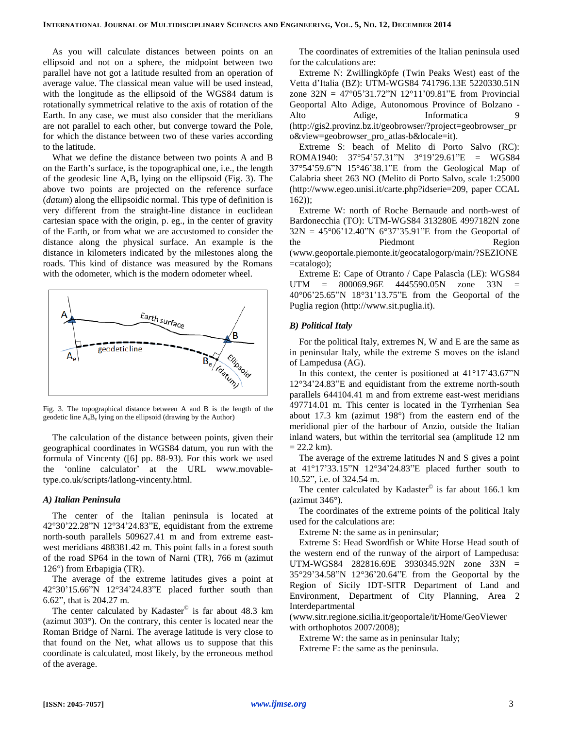As you will calculate distances between points on an ellipsoid and not on a sphere, the midpoint between two parallel have not got a latitude resulted from an operation of average value. The classical mean value will be used instead, with the longitude as the ellipsoid of the WGS84 datum is rotationally symmetrical relative to the axis of rotation of the Earth. In any case, we must also consider that the meridians are not parallel to each other, but converge toward the Pole, for which the distance between two of these varies according to the latitude.

What we define the distance between two points A and B on the Earth's surface, is the topographical one, i.e., the length of the geodesic line $A_eB_e$ lying on the ellipsoid (Fig. 3). The above two points are projected on the reference surface (*datum*) along the ellipsoidic normal. This type of definition is very different from the straight-line distance in euclidean cartesian space with the origin, p. eg., in the center of gravity of the Earth, or from what we are accustomed to consider the distance along the physical surface. An example is the distance in kilometers indicated by the milestones along the roads. This kind of distance was measured by the Romans with the odometer, which is the modern odometer wheel.

Fig. 3. The topographical distance between A and B is the length of the geodetic line $A_eB_e$ lying on the ellipsoid (drawing by the Author)

The calculation of the distance between points, given their geographical coordinates in WGS84 datum, you run with the formula of Vincenty ([6] pp. 88-93). For this work we used the 'online calculator' at the URL www.movable-type.co.uk/scripts/latlong-vincenty.html.

### A) Italian Peninsula

The center of the Italian peninsula is located at 42°30'22.28"N 12°34'24.83"E, equidistant from the extreme north-south parallels 509627.41 m and from extreme east-west meridians 488381.42 m. This point falls in a forest south of the road SP64 in the town of Narni (TR), 766 m (azimut 126°) from Erbapigia (TR).

The average of the extreme latitudes gives a point at 42°30'15.66"N 12°34'24.83"E placed further south than 6.62", that is 204.27 m.

The center calculated by Kadaster© is far about 48.3 km (azimut 303°). On the contrary, this center is located near the Roman Bridge of Narni. The average latitude is very close to that found on the Net, what allows us to suppose that this coordinate is calculated, most likely, by the erroneous method of the average.

The coordinates of extremities of the Italian peninsula used for the calculations are:

Extreme N: Zwillingköpfe (Twin Peaks West) east of the Vetta d'Italia (BZ): UTM-WGS84 741796.13E 5220330.51N zone 32N = 47°05'31.72"N 12°11'09.81"E from Provincial Geoportal Alto Adige, Autonomous Province of Bolzano - Alto Adige, Informatica 9 (http://gis2.provinz.bz.it/geobrowser/?project=geobrowser_pro&view=geobrowser_pro_atlas-b&locale=it).

Extreme S: beach of Melito di Porto Salvo (RC): ROMA1940: 37°54'57.31"N 3°19'29.61"E = WGS84 37°54'59.6"N 15°46'38.1"E from the Geological Map of Calabria sheet 263 NO (Melito di Porto Salvo, scale 1:25000 (http://www.egeo.unisi.it/carte.php?idserie=209, paper CCAL 162));

Extreme W: north of Roche Bernaude and north-west of Bardonecchia (TO): UTM-WGS84 313280E 4997182N zone 32N = 45°06'12.40"N 6°37'35.91"E from the Geoportal of the Piedmont Region (www.geoportale.piemonte.it/geocatalogorp/main/?SEZIONE=catalogo);

Extreme E: Cape of Otranto / Cape Palascìa (LE): WGS84 UTM = 800069.96E 4445590.05N zone 33N = 40°06'25.65"N 18°31'13.75"E from the Geoportal of the Puglia region (http://www.sit.puglia.it).

### B) Political Italy

For the political Italy, extremes N, W and E are the same as in peninsular Italy, while the extreme S moves on the island of Lampedusa (AG).

In this context, the center is positioned at 41°17'43.67"N 12°34'24.83"E and equidistant from the extreme north-south parallels 644104.41 m and from extreme east-west meridians 497714.01 m. This center is located in the Tyrrhenian Sea about 17.3 km (azimut 198°) from the eastern end of the meridional pier of the harbour of Anzio, outside the Italian inland waters, but within the territorial sea (amplitude 12 nm = 22.2 km).

The average of the extreme latitudes N and S gives a point at 41°17'33.15"N 12°34'24.83"E placed further south to 10.52", i.e. of 324.54 m.

The center calculated by Kadaster© is far about 166.1 km (azimut 346°).

The coordinates of the extreme points of the political Italy used for the calculations are:

Extreme N: the same as in peninsular;

Extreme S: Head Swordfish or White Horse Head south of the western end of the runway of the airport of Lampedusa: UTM-WGS84 282816.69E 3930345.92N zone 33N = 35°29'34.58"N 12°36'20.64"E from the Geoportal by the Region of Sicily IDT-SITR Department of Land and Environment, Department of City Planning, Area 2 Interdepartmental (www.sitr.regione.sicilia.it/geoportale/it/Home/GeoViewer with orthophotos 2007/2008);

Extreme W: the same as in peninsular Italy;

Extreme E: the same as the peninsula.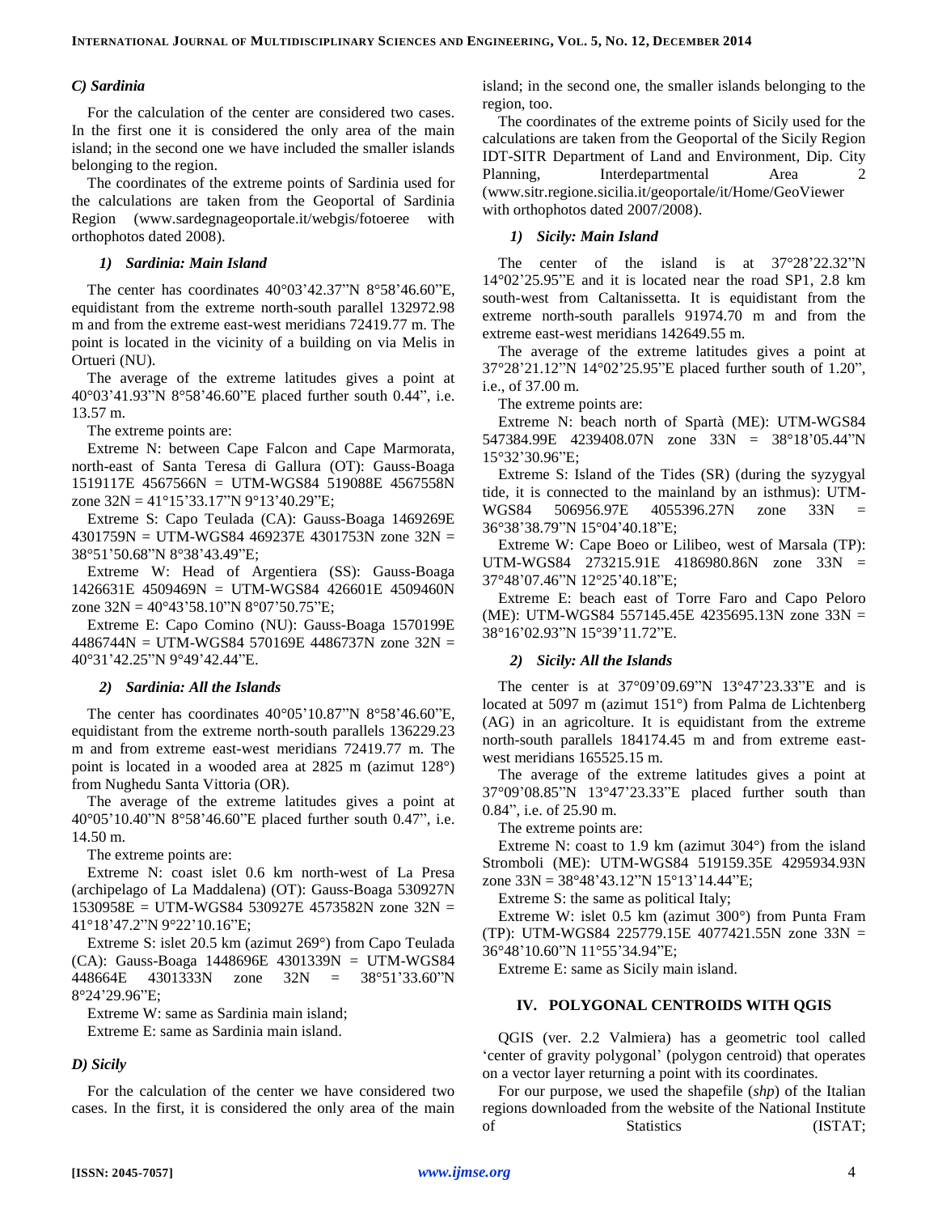### C) Sardinia

For the calculation of the center are considered two cases. In the first one it is considered the only area of the main island; in the second one we have included the smaller islands belonging to the region.

The coordinates of the extreme points of Sardinia used for the calculations are taken from the Geoportal of Sardinia Region (www.sardegnageoportale.it/webgis/fotoeree with orthophotos dated 2008).

#### 1) Sardinia: Main Island

The center has coordinates 40°03'42.37"N 8°58'46.60"E, equidistant from the extreme north-south parallel 132972.98 m and from the extreme east-west meridians 72419.77 m. The point is located in the vicinity of a building on via Melis in Ortueri (NU).

The average of the extreme latitudes gives a point at 40°03'41.93"N 8°58'46.60"E placed further south 0.44", i.e. 13.57 m.

The extreme points are:

Extreme N: between Cape Falcon and Cape Marmorata, north-east of Santa Teresa di Gallura (OT): Gauss-Boaga 1519117E 4567566N = UTM-WGS84 519088E 4567558N zone 32N = 41°15'33.17"N 9°13'40.29"E;

Extreme S: Capo Teulada (CA): Gauss-Boaga 1469269E 4301759N = UTM-WGS84 469237E 4301753N zone 32N = 38°51'50.68"N 8°38'43.49"E;

Extreme W: Head of Argentiera (SS): Gauss-Boaga 1426631E 4509469N = UTM-WGS84 426601E 4509460N zone 32N = 40°43'58.10"N 8°07'50.75"E;

Extreme E: Capo Comino (NU): Gauss-Boaga 1570199E 4486744N = UTM-WGS84 570169E 4486737N zone 32N = 40°31'42.25"N 9°49'42.44"E.

#### 2) Sardinia: All the Islands

The center has coordinates 40°05'10.87"N 8°58'46.60"E, equidistant from the extreme north-south parallels 136229.23 m and from extreme east-west meridians 72419.77 m. The point is located in a wooded area at 2825 m (azimut 128°) from Nughedu Santa Vittoria (OR).

The average of the extreme latitudes gives a point at 40°05'10.40"N 8°58'46.60"E placed further south 0.47", i.e. 14.50 m.

The extreme points are:

Extreme N: coast islet 0.6 km north-west of La Presa (archipelago of La Maddalena) (OT): Gauss-Boaga 530927N 1530958E = UTM-WGS84 530927E 4573582N zone 32N = 41°18'47.2"N 9°22'10.16"E;

Extreme S: islet 20.5 km (azimut 269°) from Capo Teulada (CA): Gauss-Boaga 1448696E 4301339N = UTM-WGS84 448664E 4301333N zone 32N = 38°51'33.60"N 8°24'29.96"E;

Extreme W: same as Sardinia main island;

Extreme E: same as Sardinia main island.

### D) Sicily

For the calculation of the center we have considered two cases. In the first, it is considered the only area of the main island; in the second one, the smaller islands belonging to the region, too.

The coordinates of the extreme points of Sicily used for the calculations are taken from the Geoportal of the Sicily Region IDT-SITR Department of Land and Environment, Dip. City Planning, Interdepartmental Area 2 (www.sitr.regione.sicilia.it/geoportale/it/Home/GeoViewer with orthophotos dated 2007/2008).

#### 1) Sicily: Main Island

The center of the island is at 37°28'22.32"N 14°02'25.95"E and it is located near the road SP1, 2.8 km south-west from Caltanissetta. It is equidistant from the extreme north-south parallels 91974.70 m and from the extreme east-west meridians 142649.55 m.

The average of the extreme latitudes gives a point at 37°28'21.12"N 14°02'25.95"E placed further south of 1.20", i.e., of 37.00 m.

The extreme points are:

Extreme N: beach north of Spartà (ME): UTM-WGS84 547384.99E 4239408.07N zone 33N = 38°18'05.44"N 15°32'30.96"E;

Extreme S: Island of the Tides (SR) (during the syzygyal tide, it is connected to the mainland by an isthmus): UTM-WGS84 506956.97E 4055396.27N zone 33N = 36°38'38.79"N 15°04'40.18"E;

Extreme W: Cape Boeo or Lilibeo, west of Marsala (TP): UTM-WGS84 273215.91E 4186980.86N zone 33N = 37°48'07.46"N 12°25'40.18"E;

Extreme E: beach east of Torre Faro and Capo Peloro (ME): UTM-WGS84 557145.45E 4235695.13N zone 33N = 38°16'02.93"N 15°39'11.72"E.

#### 2) Sicily: All the Islands

The center is at 37°09'09.69"N 13°47'23.33"E and is located at 5097 m (azimut 151°) from Palma de Lichtenberg (AG) in an agricolture. It is equidistant from the extreme north-south parallels 184174.45 m and from extreme east-west meridians 165525.15 m.

The average of the extreme latitudes gives a point at 37°09'08.85"N 13°47'23.33"E placed further south than 0.84", i.e. of 25.90 m.

The extreme points are:

Extreme N: coast to 1.9 km (azimut 304°) from the island Stromboli (ME): UTM-WGS84 519159.35E 4295934.93N zone 33N = 38°48'43.12"N 15°13'14.44"E;

Extreme S: the same as political Italy;

Extreme W: islet 0.5 km (azimut 300°) from Punta Fram (TP): UTM-WGS84 225779.15E 4077421.55N zone 33N = 36°48'10.60"N 11°55'34.94"E;

Extreme E: same as Sicily main island.

## IV. POLYGONAL CENTROIDS WITH QGIS

QGIS (ver. 2.2 Valmiera) has a geometric tool called 'center of gravity polygonal' (polygon centroid) that operates on a vector layer returning a point with its coordinates.

For our purpose, we used the shapefile (*shp*) of the Italian regions downloaded from the website of the National Institute of Statistics (ISTAT;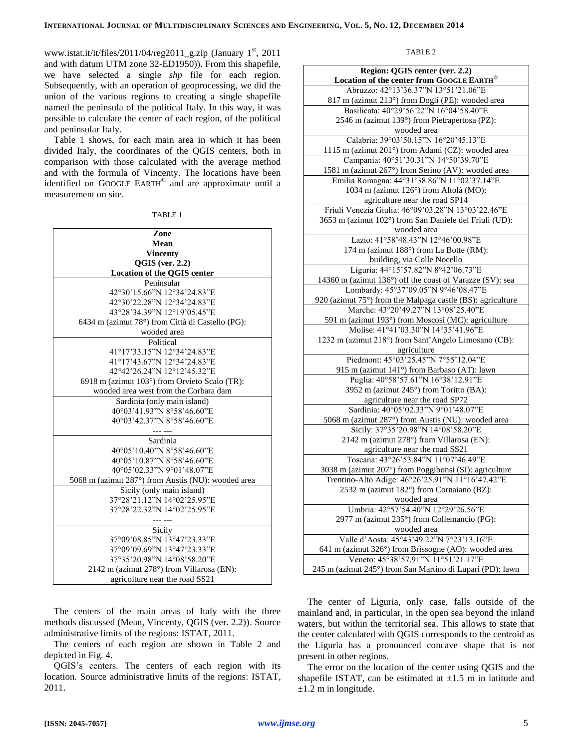www.istat.it/it/files/2011/04/reg2011_g.zip (January 1st, 2011 and with datum UTM zone 32-ED1950)). From this shapefile, we have selected a single *shp* file for each region. Subsequently, with an operation of geoprocessing, we did the union of the various regions to creating a single shapefile named the peninsula of the political Italy. In this way, it was possible to calculate the center of each region, of the political and peninsular Italy.

Table 1 shows, for each main area in which it has been divided Italy, the coordinates of the QGIS centers, both in comparison with those calculated with the average method and with the formula of Vincenty. The locations have been identified on GOOGLE EARTH© and are approximate until a measurement on site.

TABLE 1

| Zone<br>Mean<br>Vincenty<br>QGIS (ver. 2.2)<br>Location of the QGIS center |
|---|
| Peninsular<br>42°30'15.66"N 12°34'24.83"E<br>42°30'22.28"N 12°34'24.83"E<br>43°28'34.39"N 12°19'05.45"E<br>6434 m (azimut 78°) from Città di Castello (PG): wooded area |
| Political<br>41°17'33.15"N 12°34'24.83"E<br>41°17'43.67"N 12°34'24.83"E<br>42°42'26.24"N 12°12'45.32"E<br>6918 m (azimut 103°) from Orvieto Scalo (TR): wooded area west from the Corbara dam |
| Sardinia (only main island)<br>40°03'41.93"N 8°58'46.60"E<br>40°03'42.37"N 8°58'46.60"E<br>--- --- |
| Sardinia<br>40°05'10.40"N 8°58'46.60"E<br>40°05'10.87"N 8°58'46.60"E<br>40°05'02.33"N 9°01'48.07"E<br>5068 m (azimut 287°) from Austis (NU): wooded area |
| Sicily (only main island)<br>37°28'21.12"N 14°02'25.95"E<br>37°28'22.32"N 14°02'25.95"E<br>--- --- |
| Sicily<br>37°09'08.85"N 13°47'23.33"E<br>37°09'09.69"N 13°47'23.33"E<br>37°35'20.98"N 14°08'58.20"E<br>2142 m (azimut 278°) from Villarosa (EN): agricolture near the road SS21 |

The centers of the main areas of Italy with the three methods discussed (Mean, Vincenty, QGIS (ver. 2.2)). Source administrative limits of the regions: ISTAT, 2011.

The centers of each region are shown in Table 2 and depicted in Fig. 4.

QGIS's centers. The centers of each region with its location. Source administrative limits of the regions: ISTAT, 2011.

TABLE 2

| Region: QGIS center (ver. 2.2)<br>Location of the center from GOOGLE EARTH© |
|---|
| Abruzzo: 42°13'36.37"N 13°51'21.06"E<br>817 m (azimut 213°) from Dogli (PE): wooded area |
| Basilicata: 40°29'56.22"N 16°04'58.40"E<br>2546 m (azimut 139°) from Pietrapertosa (PZ): wooded area |
| Calabria: 39°03'50.15"N 16°20'45.13"E<br>1115 m (azimut 201°) from Adami (CZ): wooded area |
| Campania: 40°51'30.31"N 14°50'39.70"E<br>1581 m (azimut 267°) from Serino (AV): wooded area |
| Emilia Romagna: 44°31'38.86"N 11°02'37.14"E<br>1034 m (azimut 126°) from Altolà (MO): agriculture near the road SP14 |
| Friuli Venezia Giulia: 46°09'03.28"N 13°03'22.46"E<br>3653 m (azimut 102°) from San Daniele del Friuli (UD): wooded area |
| Lazio: 41°58'48.43"N 12°46'00.98"E<br>174 m (azimut 188°) from La Botte (RM): building, via Colle Nocello |
| Liguria: 44°15'57.82"N 8°42'06.73"E<br>14360 m (azimut 136°) off the coast of Varazze (SV): sea |
| Lombardy: 45°37'09.05"N 9°46'08.47"E<br>920 (azimut 75°) from the Malpaga castle (BS): agriculture |
| Marche: 43°20'49.27"N 13°08'25.40"E<br>591 m (azimut 193°) from Moscosi (MC): agriculture |
| Molise: 41°41'03.30"N 14°35'41.96"E<br>1232 m (azimut 218°) from Sant'Angelo Limosano (CB): agriculture |
| Piedmont: 45°03'25.45"N 7°55'12.04"E<br>915 m (azimut 141°) from Barbaso (AT): lawn |
| Puglia: 40°58'57.61"N 16°38'12.91"E<br>3952 m (azimut 245°) from Toritto (BA): agriculture near the road SP72 |
| Sardinia: 40°05'02.33"N 9°01'48.07"E<br>5068 m (azimut 287°) from Austis (NU): wooded area |
| Sicily: 37°35'20.98"N 14°08'58.20"E<br>2142 m (azimut 278°) from Villarosa (EN): agriculture near the road SS21 |
| Toscana: 43°26'53.84"N 11°07'46.49"E<br>3038 m (azimut 207°) from Poggibonsi (SI): agriculture |
| Trentino-Alto Adige: 46°26'25.91"N 11°16'47.42"E<br>2532 m (azimut 182°) from Cornaiano (BZ): wooded area |
| Umbria: 42°57'54.40"N 12°29'26.56"E<br>2977 m (azimut 235°) from Collemancio (PG): wooded area |
| Valle d'Aosta: 45°43'49.22"N 7°23'13.16"E<br>641 m (azimut 326°) from Brissogne (AO): wooded area |
| Veneto: 45°38'57.91"N 11°51'21.17"E<br>245 m (azimut 245°) from San Martino di Lupari (PD): lawn |

The center of Liguria, only case, falls outside of the mainland and, in particular, in the open sea beyond the inland waters, but within the territorial sea. This allows to state that the center calculated with QGIS corresponds to the centroid as the Liguria has a pronounced concave shape that is not present in other regions.

The error on the location of the center using QGIS and the shapefile ISTAT, can be estimated at ±1.5 m in latitude and ±1.2 m in longitude.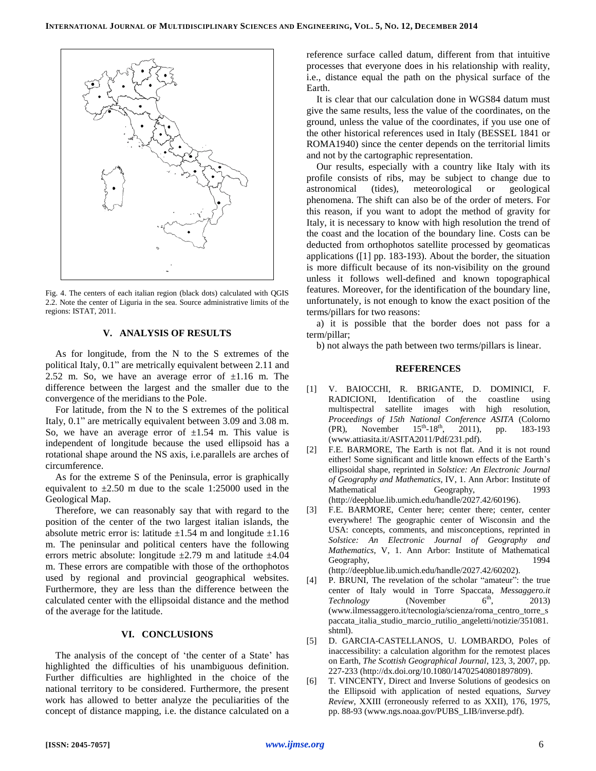Fig. 4. The centers of each italian region (black dots) calculated with QGIS 2.2. Note the center of Liguria in the sea. Source administrative limits of the regions: ISTAT, 2011.

## V. ANALYSIS OF RESULTS

As for longitude, from the N to the S extremes of the political Italy, 0.1" are metrically equivalent between 2.11 and 2.52 m. So, we have an average error of ±1.16 m. The difference between the largest and the smaller due to the convergence of the meridians to the Pole.

For latitude, from the N to the S extremes of the political Italy, 0.1" are metrically equivalent between 3.09 and 3.08 m. So, we have an average error of ±1.54 m. This value is independent of longitude because the used ellipsoid has a rotational shape around the NS axis, i.e.parallels are arches of circumference.

As for the extreme S of the Peninsula, error is graphically equivalent to ±2.50 m due to the scale 1:25000 used in the Geological Map.

Therefore, we can reasonably say that with regard to the position of the center of the two largest italian islands, the absolute metric error is: latitude ±1.54 m and longitude ±1.16 m. The peninsular and political centers have the following errors metric absolute: longitude ±2.79 m and latitude ±4.04 m. These errors are compatible with those of the orthophotos used by regional and provincial geographical websites. Furthermore, they are less than the difference between the calculated center with the ellipsoidal distance and the method of the average for the latitude.

## VI. CONCLUSIONS

The analysis of the concept of 'the center of a State' has highlighted the difficulties of his unambiguous definition. Further difficulties are highlighted in the choice of the national territory to be considered. Furthermore, the present work has allowed to better analyze the peculiarities of the concept of distance mapping, i.e. the distance calculated on a reference surface called datum, different from that intuitive processes that everyone does in his relationship with reality, i.e., distance equal the path on the physical surface of the Earth.

It is clear that our calculation done in WGS84 datum must give the same results, less the value of the coordinates, on the ground, unless the value of the coordinates, if you use one of the other historical references used in Italy (BESSEL 1841 or ROMA1940) since the center depends on the territorial limits and not by the cartographic representation.

Our results, especially with a country like Italy with its profile consists of ribs, may be subject to change due to astronomical (tides), meteorological or geological phenomena. The shift can also be of the order of meters. For this reason, if you want to adopt the method of gravity for Italy, it is necessary to know with high resolution the trend of the coast and the location of the boundary line. Costs can be deducted from orthophotos satellite processed by geomaticas applications ([1] pp. 183-193). About the border, the situation is more difficult because of its non-visibility on the ground unless it follows well-defined and known topographical features. Moreover, for the identification of the boundary line, unfortunately, is not enough to know the exact position of the terms/pillars for two reasons:

a) it is possible that the border does not pass for a term/pillar;

b) not always the path between two terms/pillars is linear.

## REFERENCES

[1] V. BAIOCCHI, R. BRIGANTE, D. DOMINICI, F. RADICIONI, Identification of the coastline using multispectral satellite images with high resolution, *Proceedings of 15th National Conference ASITA* (Colorno (PR), November 15th-18th, 2011), pp. 183-193 (www.attiasita.it/ASITA2011/Pdf/231.pdf).

[2] F.E. BARMORE, The Earth is not flat. And it is not round either! Some significant and little known effects of the Earth's ellipsoidal shape, reprinted in *Solstice: An Electronic Journal of Geography and Mathematics*, IV, 1. Ann Arbor: Institute of Mathematical Geography, 1993 (http://deepblue.lib.umich.edu/handle/2027.42/60196).

[3] F.E. BARMORE, Center here; center there; center, center everywhere! The geographic center of Wisconsin and the USA: concepts, comments, and misconceptions, reprinted in *Solstice: An Electronic Journal of Geography and Mathematics*, V, 1. Ann Arbor: Institute of Mathematical Geography, 1994 (http://deepblue.lib.umich.edu/handle/2027.42/60202).

[4] P. BRUNI, The revelation of the scholar "amateur": the true center of Italy would in Torre Spaccata, *Messaggero.it Technology* (November 6th, 2013) (www.ilmessaggero.it/tecnologia/scienza/roma_centro_torre_spaccata_italia_studio_marcio_rutilio_angeletti/notizie/351081.shtml).

[5] D. GARCIA-CASTELLANOS, U. LOMBARDO, Poles of inaccessibility: a calculation algorithm for the remotest places on Earth, *The Scottish Geographical Journal*, 123, 3, 2007, pp. 227-233 (http://dx.doi.org/10.1080/14702540801897809).

[6] T. VINCENTY, Direct and Inverse Solutions of geodesics on the Ellipsoid with application of nested equations, *Survey Review*, XXIII (erroneously referred to as XXII), 176, 1975, pp. 88-93 (www.ngs.noaa.gov/PUBS_LIB/inverse.pdf).